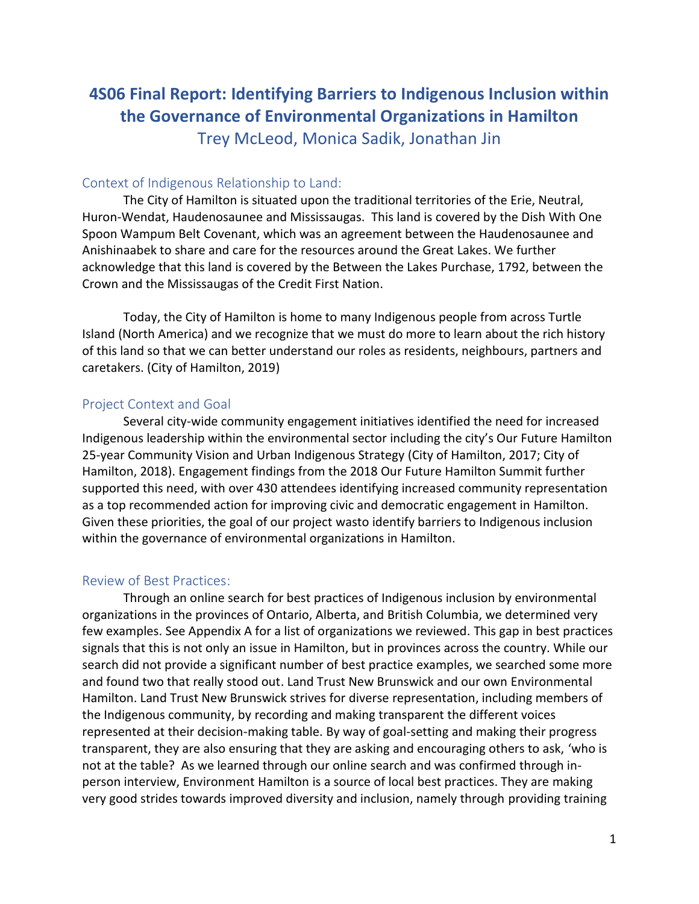# 4S06 Final Report: Identifying Barriers to Indigenous Inclusion within the Governance of Environmental Organizations in Hamilton

Trey McLeod, Monica Sadik, Jonathan Jin

## Context of Indigenous Relationship to Land:

The City of Hamilton is situated upon the traditional territories of the Erie, Neutral, Huron-Wendat, Haudenosaunee and Mississaugas. This land is covered by the Dish With One Spoon Wampum Belt Covenant, which was an agreement between the Haudenosaunee and Anishinaabek to share and care for the resources around the Great Lakes. We further acknowledge that this land is covered by the Between the Lakes Purchase, 1792, between the Crown and the Mississaugas of the Credit First Nation.

Today, the City of Hamilton is home to many Indigenous people from across Turtle Island (North America) and we recognize that we must do more to learn about the rich history of this land so that we can better understand our roles as residents, neighbours, partners and caretakers. (City of Hamilton, 2019)

## Project Context and Goal

Several city-wide community engagement initiatives identified the need for increased Indigenous leadership within the environmental sector including the city's Our Future Hamilton 25-year Community Vision and Urban Indigenous Strategy (City of Hamilton, 2017; City of Hamilton, 2018). Engagement findings from the 2018 Our Future Hamilton Summit further supported this need, with over 430 attendees identifying increased community representation as a top recommended action for improving civic and democratic engagement in Hamilton. Given these priorities, the goal of our project wasto identify barriers to Indigenous inclusion within the governance of environmental organizations in Hamilton.

## Review of Best Practices:

Through an online search for best practices of Indigenous inclusion by environmental organizations in the provinces of Ontario, Alberta, and British Columbia, we determined very few examples. See Appendix A for a list of organizations we reviewed. This gap in best practices signals that this is not only an issue in Hamilton, but in provinces across the country. While our search did not provide a significant number of best practice examples, we searched some more and found two that really stood out. Land Trust New Brunswick and our own Environmental Hamilton. Land Trust New Brunswick strives for diverse representation, including members of the Indigenous community, by recording and making transparent the different voices represented at their decision-making table. By way of goal-setting and making their progress transparent, they are also ensuring that they are asking and encouraging others to ask, 'who is not at the table? As we learned through our online search and was confirmed through in-person interview, Environment Hamilton is a source of local best practices. They are making very good strides towards improved diversity and inclusion, namely through providing training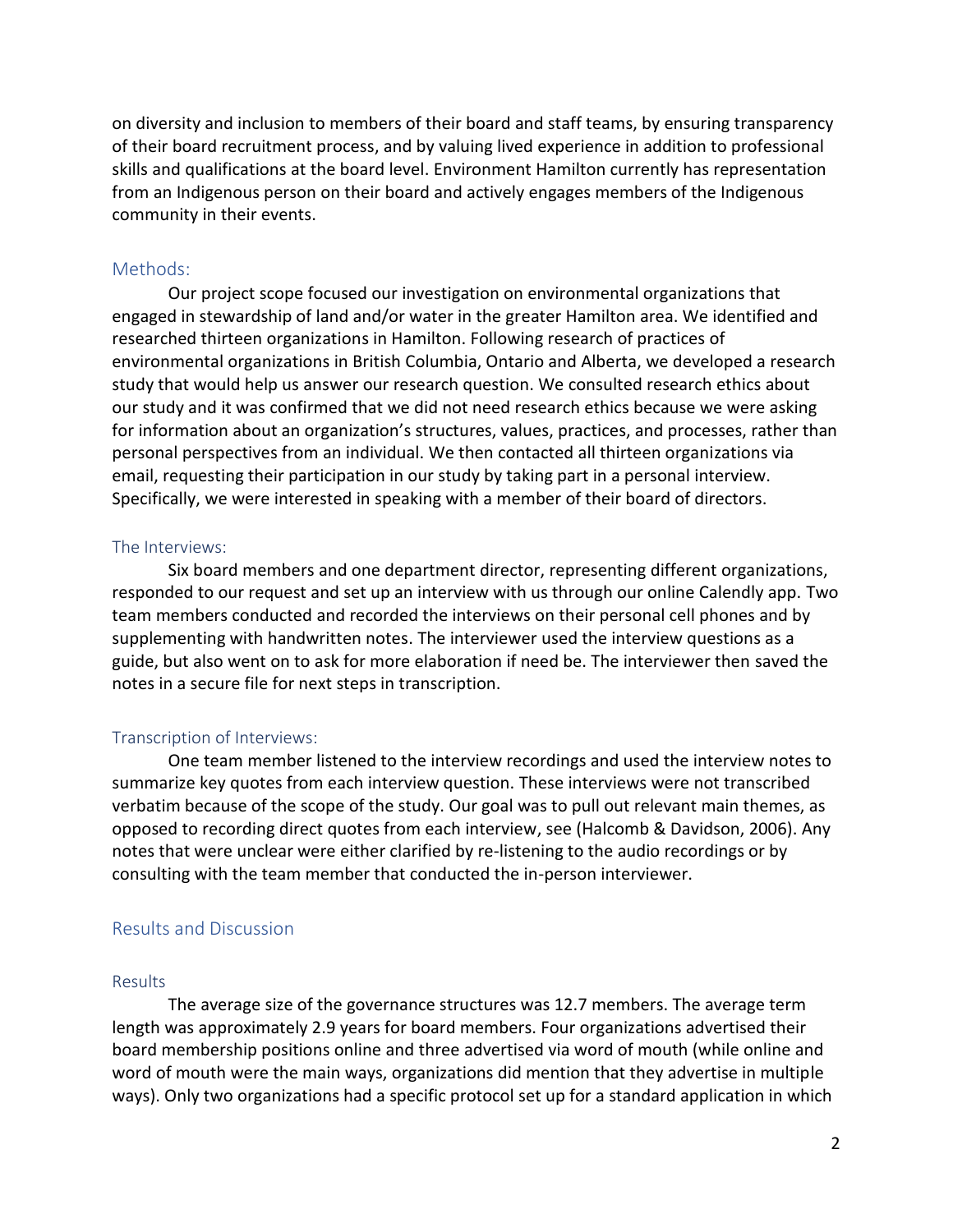on diversity and inclusion to members of their board and staff teams, by ensuring transparency of their board recruitment process, and by valuing lived experience in addition to professional skills and qualifications at the board level. Environment Hamilton currently has representation from an Indigenous person on their board and actively engages members of the Indigenous community in their events.

## Methods:

Our project scope focused our investigation on environmental organizations that engaged in stewardship of land and/or water in the greater Hamilton area. We identified and researched thirteen organizations in Hamilton. Following research of practices of environmental organizations in British Columbia, Ontario and Alberta, we developed a research study that would help us answer our research question. We consulted research ethics about our study and it was confirmed that we did not need research ethics because we were asking for information about an organization's structures, values, practices, and processes, rather than personal perspectives from an individual. We then contacted all thirteen organizations via email, requesting their participation in our study by taking part in a personal interview. Specifically, we were interested in speaking with a member of their board of directors.

### The Interviews:

Six board members and one department director, representing different organizations, responded to our request and set up an interview with us through our online Calendly app. Two team members conducted and recorded the interviews on their personal cell phones and by supplementing with handwritten notes. The interviewer used the interview questions as a guide, but also went on to ask for more elaboration if need be. The interviewer then saved the notes in a secure file for next steps in transcription.

### Transcription of Interviews:

One team member listened to the interview recordings and used the interview notes to summarize key quotes from each interview question. These interviews were not transcribed verbatim because of the scope of the study. Our goal was to pull out relevant main themes, as opposed to recording direct quotes from each interview, see (Halcomb & Davidson, 2006). Any notes that were unclear were either clarified by re-listening to the audio recordings or by consulting with the team member that conducted the in-person interviewer.

## Results and Discussion

### Results

The average size of the governance structures was 12.7 members. The average term length was approximately 2.9 years for board members. Four organizations advertised their board membership positions online and three advertised via word of mouth (while online and word of mouth were the main ways, organizations did mention that they advertise in multiple ways). Only two organizations had a specific protocol set up for a standard application in which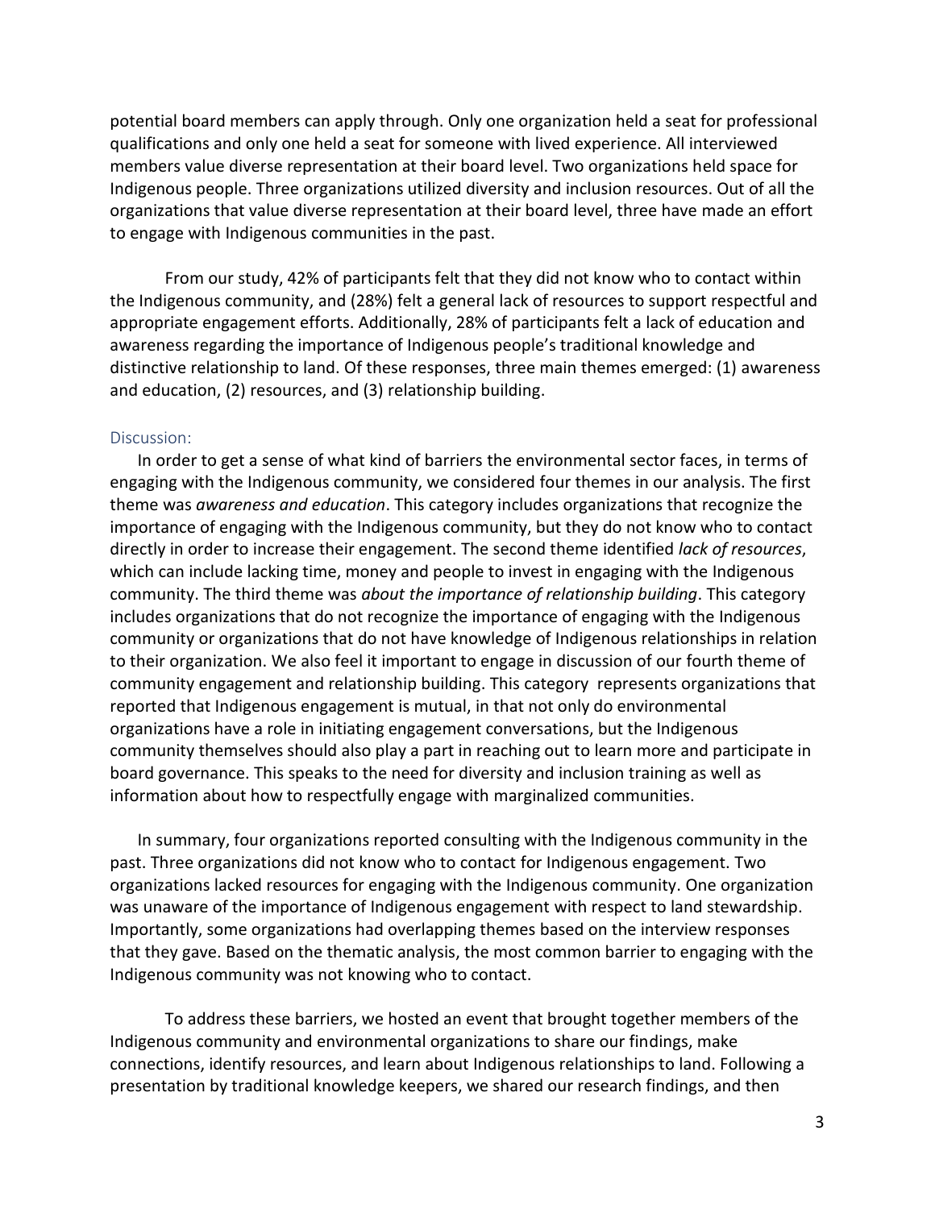potential board members can apply through. Only one organization held a seat for professional qualifications and only one held a seat for someone with lived experience. All interviewed members value diverse representation at their board level. Two organizations held space for Indigenous people. Three organizations utilized diversity and inclusion resources. Out of all the organizations that value diverse representation at their board level, three have made an effort to engage with Indigenous communities in the past.

From our study, 42% of participants felt that they did not know who to contact within the Indigenous community, and (28%) felt a general lack of resources to support respectful and appropriate engagement efforts. Additionally, 28% of participants felt a lack of education and awareness regarding the importance of Indigenous people's traditional knowledge and distinctive relationship to land. Of these responses, three main themes emerged: (1) awareness and education, (2) resources, and (3) relationship building.

## Discussion:

In order to get a sense of what kind of barriers the environmental sector faces, in terms of engaging with the Indigenous community, we considered four themes in our analysis. The first theme was *awareness and education*. This category includes organizations that recognize the importance of engaging with the Indigenous community, but they do not know who to contact directly in order to increase their engagement. The second theme identified *lack of resources*, which can include lacking time, money and people to invest in engaging with the Indigenous community. The third theme was *about the importance of relationship building*. This category includes organizations that do not recognize the importance of engaging with the Indigenous community or organizations that do not have knowledge of Indigenous relationships in relation to their organization. We also feel it important to engage in discussion of our fourth theme of community engagement and relationship building. This category represents organizations that reported that Indigenous engagement is mutual, in that not only do environmental organizations have a role in initiating engagement conversations, but the Indigenous community themselves should also play a part in reaching out to learn more and participate in board governance. This speaks to the need for diversity and inclusion training as well as information about how to respectfully engage with marginalized communities.

In summary, four organizations reported consulting with the Indigenous community in the past. Three organizations did not know who to contact for Indigenous engagement. Two organizations lacked resources for engaging with the Indigenous community. One organization was unaware of the importance of Indigenous engagement with respect to land stewardship. Importantly, some organizations had overlapping themes based on the interview responses that they gave. Based on the thematic analysis, the most common barrier to engaging with the Indigenous community was not knowing who to contact.

To address these barriers, we hosted an event that brought together members of the Indigenous community and environmental organizations to share our findings, make connections, identify resources, and learn about Indigenous relationships to land. Following a presentation by traditional knowledge keepers, we shared our research findings, and then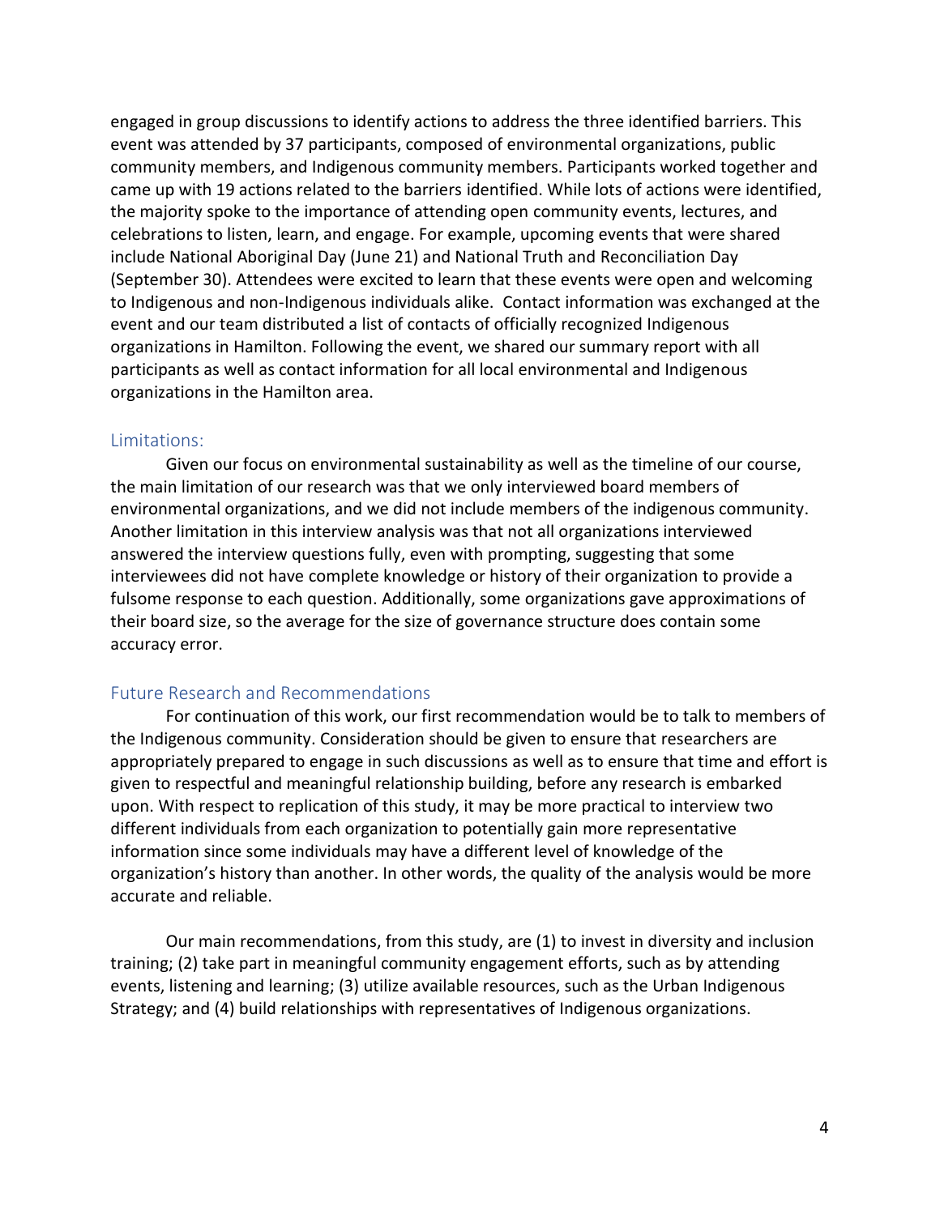engaged in group discussions to identify actions to address the three identified barriers. This event was attended by 37 participants, composed of environmental organizations, public community members, and Indigenous community members. Participants worked together and came up with 19 actions related to the barriers identified. While lots of actions were identified, the majority spoke to the importance of attending open community events, lectures, and celebrations to listen, learn, and engage. For example, upcoming events that were shared include National Aboriginal Day (June 21) and National Truth and Reconciliation Day (September 30). Attendees were excited to learn that these events were open and welcoming to Indigenous and non-Indigenous individuals alike. Contact information was exchanged at the event and our team distributed a list of contacts of officially recognized Indigenous organizations in Hamilton. Following the event, we shared our summary report with all participants as well as contact information for all local environmental and Indigenous organizations in the Hamilton area.

## Limitations:

Given our focus on environmental sustainability as well as the timeline of our course, the main limitation of our research was that we only interviewed board members of environmental organizations, and we did not include members of the indigenous community. Another limitation in this interview analysis was that not all organizations interviewed answered the interview questions fully, even with prompting, suggesting that some interviewees did not have complete knowledge or history of their organization to provide a fulsome response to each question. Additionally, some organizations gave approximations of their board size, so the average for the size of governance structure does contain some accuracy error.

## Future Research and Recommendations

For continuation of this work, our first recommendation would be to talk to members of the Indigenous community. Consideration should be given to ensure that researchers are appropriately prepared to engage in such discussions as well as to ensure that time and effort is given to respectful and meaningful relationship building, before any research is embarked upon. With respect to replication of this study, it may be more practical to interview two different individuals from each organization to potentially gain more representative information since some individuals may have a different level of knowledge of the organization's history than another. In other words, the quality of the analysis would be more accurate and reliable.

Our main recommendations, from this study, are (1) to invest in diversity and inclusion training; (2) take part in meaningful community engagement efforts, such as by attending events, listening and learning; (3) utilize available resources, such as the Urban Indigenous Strategy; and (4) build relationships with representatives of Indigenous organizations.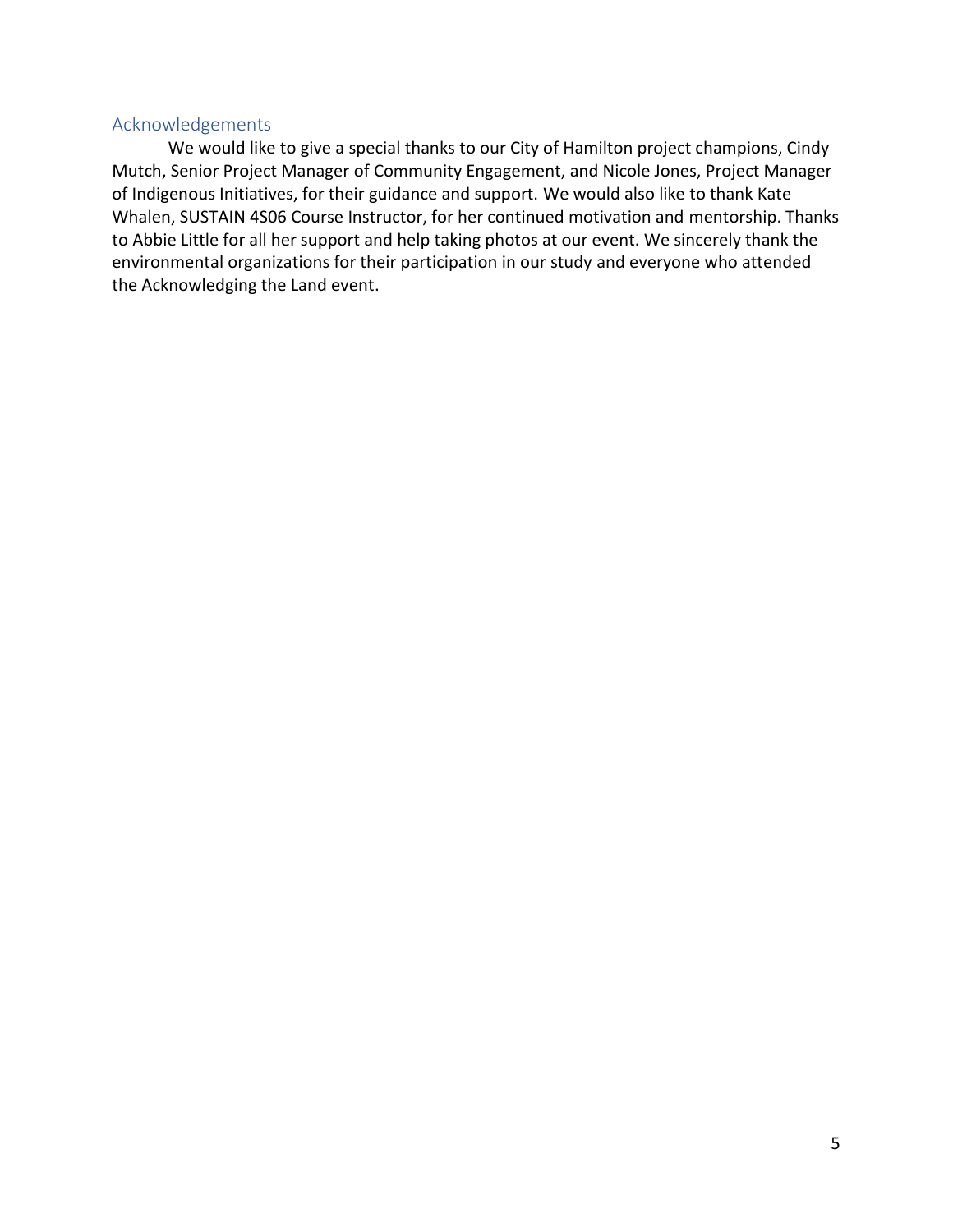## Acknowledgements

We would like to give a special thanks to our City of Hamilton project champions, Cindy Mutch, Senior Project Manager of Community Engagement, and Nicole Jones, Project Manager of Indigenous Initiatives, for their guidance and support. We would also like to thank Kate Whalen, SUSTAIN 4S06 Course Instructor, for her continued motivation and mentorship. Thanks to Abbie Little for all her support and help taking photos at our event. We sincerely thank the environmental organizations for their participation in our study and everyone who attended the Acknowledging the Land event.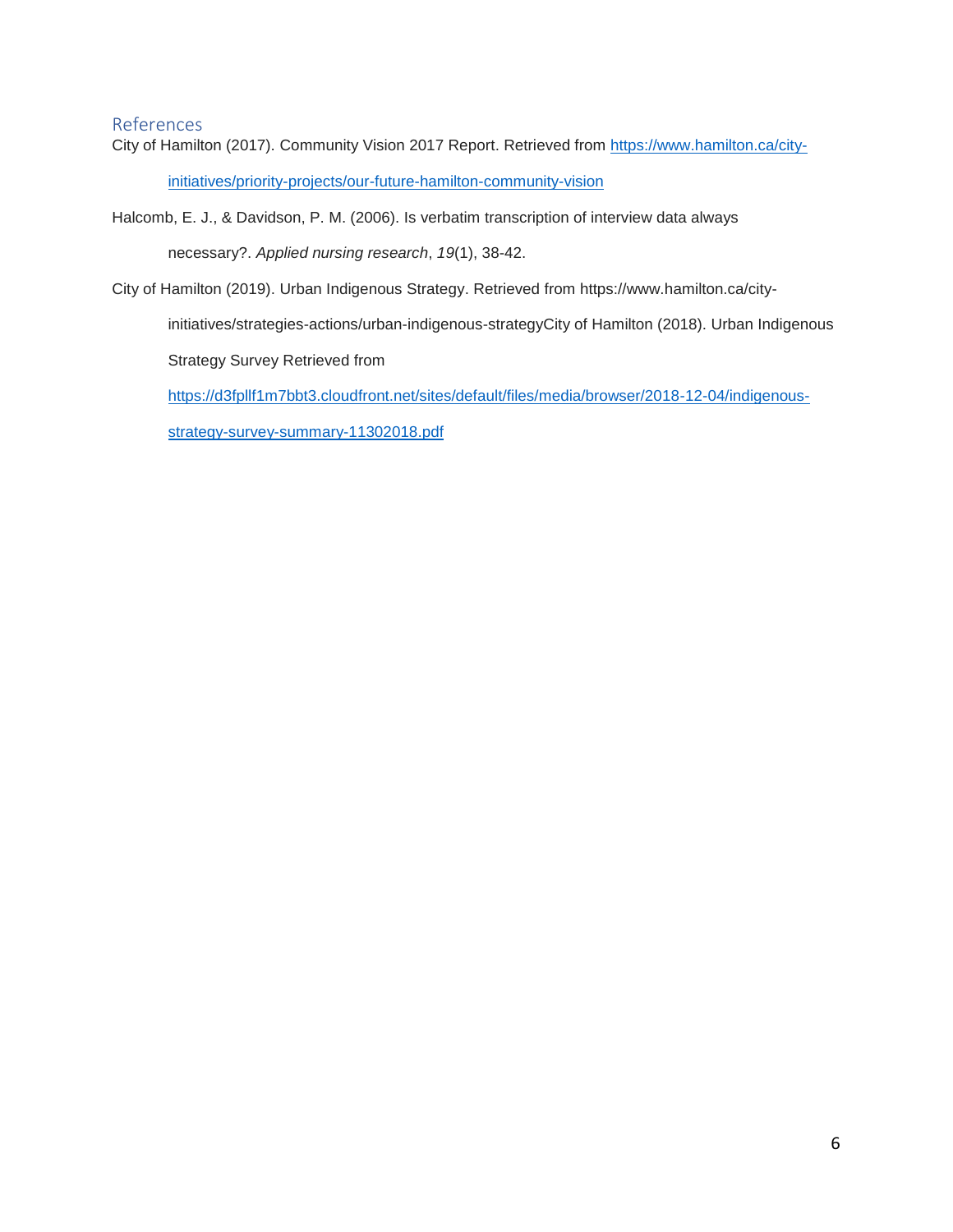## References

City of Hamilton (2017). Community Vision 2017 Report. Retrieved from https://www.hamilton.ca/city-initiatives/priority-projects/our-future-hamilton-community-vision

Halcomb, E. J., & Davidson, P. M. (2006). Is verbatim transcription of interview data always necessary?. *Applied nursing research*, *19*(1), 38-42.

City of Hamilton (2019). Urban Indigenous Strategy. Retrieved from https://www.hamilton.ca/city-initiatives/strategies-actions/urban-indigenous-strategyCity of Hamilton (2018). Urban Indigenous Strategy Survey Retrieved from https://d3fpllf1m7bbt3.cloudfront.net/sites/default/files/media/browser/2018-12-04/indigenous-strategy-survey-summary-11302018.pdf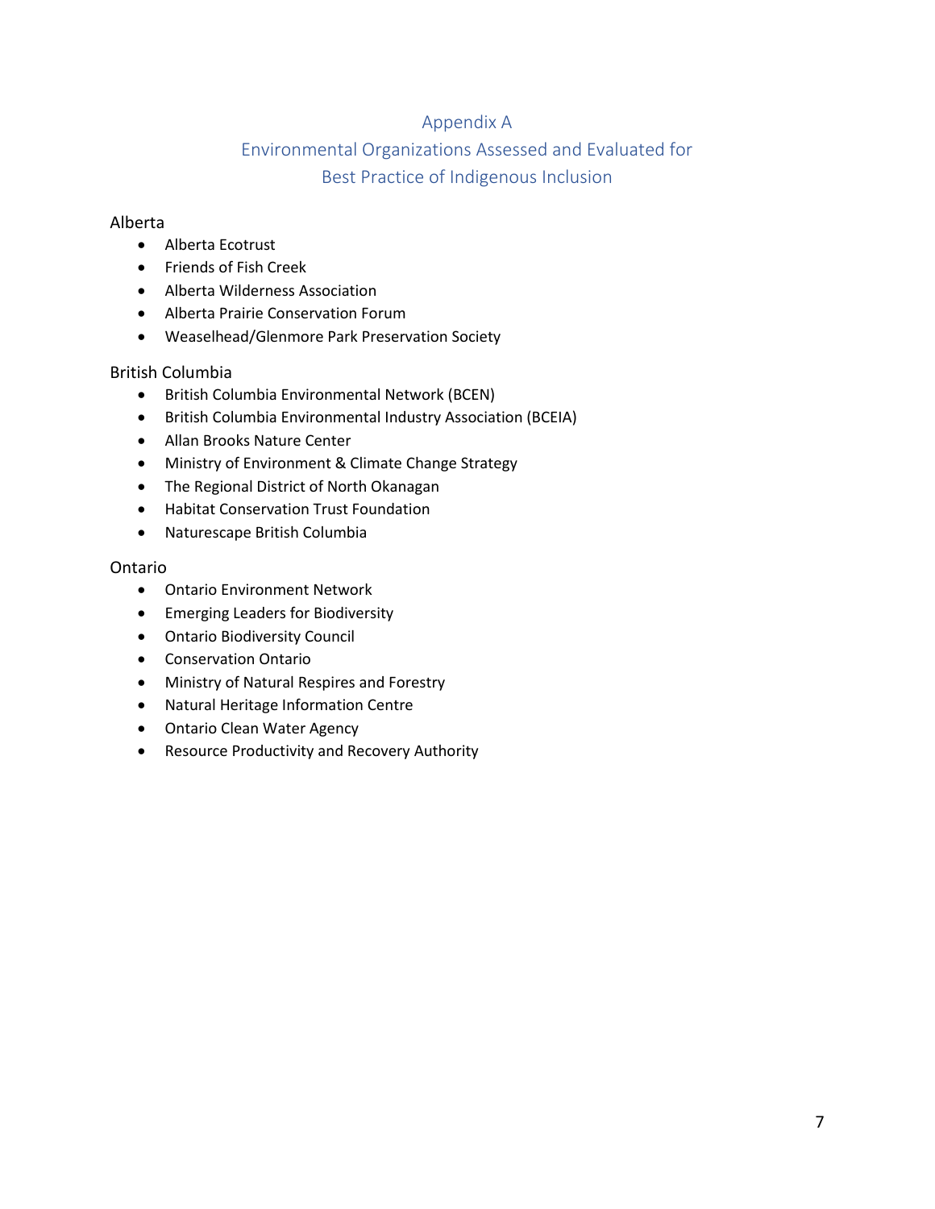# Appendix A
## Environmental Organizations Assessed and Evaluated for Best Practice of Indigenous Inclusion

### Alberta

- Alberta Ecotrust
- Friends of Fish Creek
- Alberta Wilderness Association
- Alberta Prairie Conservation Forum
- Weaselhead/Glenmore Park Preservation Society

### British Columbia

- British Columbia Environmental Network (BCEN)
- British Columbia Environmental Industry Association (BCEIA)
- Allan Brooks Nature Center
- Ministry of Environment & Climate Change Strategy
- The Regional District of North Okanagan
- Habitat Conservation Trust Foundation
- Naturescape British Columbia

### Ontario

- Ontario Environment Network
- Emerging Leaders for Biodiversity
- Ontario Biodiversity Council
- Conservation Ontario
- Ministry of Natural Respires and Forestry
- Natural Heritage Information Centre
- Ontario Clean Water Agency
- Resource Productivity and Recovery Authority